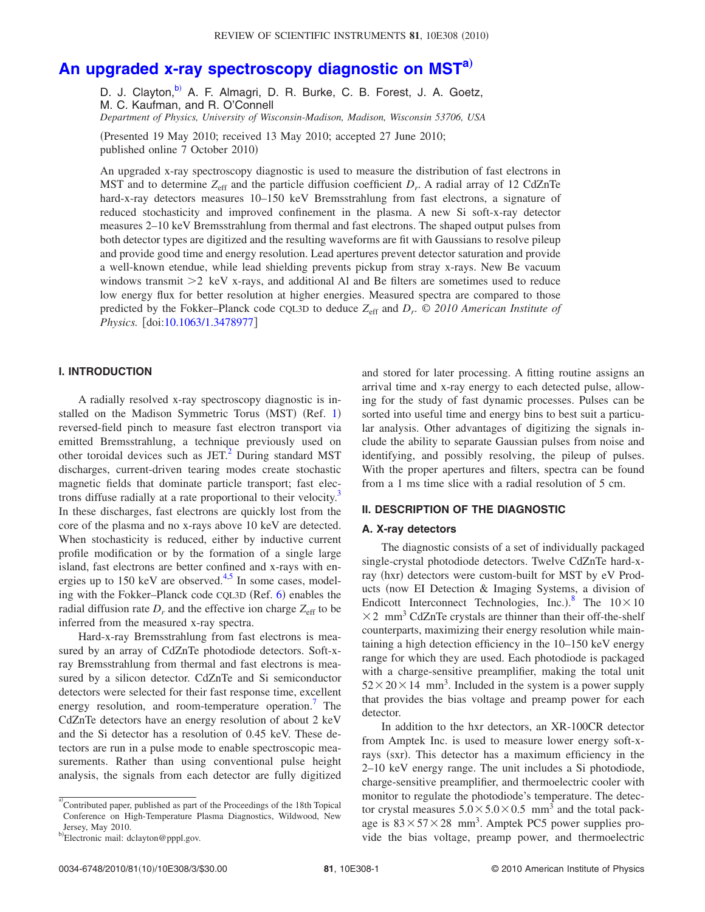# An upgraded x-ray spectroscopy diagnostic on MST[a]

D. J. Clayton,[b] A. F. Almagri, D. R. Burke, C. B. Forest, J. A. Goetz, M. C. Kaufman, and R. O'Connell

*Department of Physics, University of Wisconsin-Madison, Madison, Wisconsin 53706, USA*

(Presented 19 May 2010; received 13 May 2010; accepted 27 June 2010; published online 7 October 2010)

An upgraded x-ray spectroscopy diagnostic is used to measure the distribution of fast electrons in MST and to determine $Z_{\rm eff}$ and the particle diffusion coefficient $D_r$. A radial array of 12 CdZnTe hard-x-ray detectors measures 10–150 keV Bremsstrahlung from fast electrons, a signature of reduced stochasticity and improved confinement in the plasma. A new Si soft-x-ray detector measures 2–10 keV Bremsstrahlung from thermal and fast electrons. The shaped output pulses from both detector types are digitized and the resulting waveforms are fit with Gaussians to resolve pileup and provide good time and energy resolution. Lead apertures prevent detector saturation and provide a well-known etendue, while lead shielding prevents pickup from stray x-rays. New Be vacuum windows transmit >2 keV x-rays, and additional Al and Be filters are sometimes used to reduce low energy flux for better resolution at higher energies. Measured spectra are compared to those predicted by the Fokker–Planck code CQL3D to deduce $Z_{\rm eff}$ and $D_r$. *© 2010 American Institute of Physics.* [doi:10.1063/1.3478977]

## I. INTRODUCTION

A radially resolved x-ray spectroscopy diagnostic is installed on the Madison Symmetric Torus (MST) (Ref. 1) reversed-field pinch to measure fast electron transport via emitted Bremsstrahlung, a technique previously used on other toroidal devices such as JET.[2] During standard MST discharges, current-driven tearing modes create stochastic magnetic fields that dominate particle transport; fast electrons diffuse radially at a rate proportional to their velocity.[3] In these discharges, fast electrons are quickly lost from the core of the plasma and no x-rays above 10 keV are detected. When stochasticity is reduced, either by inductive current profile modification or by the formation of a single large island, fast electrons are better confined and x-rays with energies up to 150 keV are observed.[4,5] In some cases, modeling with the Fokker–Planck code CQL3D (Ref. 6) enables the radial diffusion rate $D_r$ and the effective ion charge $Z_{\rm eff}$ to be inferred from the measured x-ray spectra.

Hard-x-ray Bremsstrahlung from fast electrons is measured by an array of CdZnTe photodiode detectors. Soft-x-ray Bremsstrahlung from thermal and fast electrons is measured by a silicon detector. CdZnTe and Si semiconductor detectors were selected for their fast response time, excellent energy resolution, and room-temperature operation.[7] The CdZnTe detectors have an energy resolution of about 2 keV and the Si detector has a resolution of 0.45 keV. These detectors are run in a pulse mode to enable spectroscopic measurements. Rather than using conventional pulse height analysis, the signals from each detector are fully digitized and stored for later processing. A fitting routine assigns an arrival time and x-ray energy to each detected pulse, allowing for the study of fast dynamic processes. Pulses can be sorted into useful time and energy bins to best suit a particular analysis. Other advantages of digitizing the signals include the ability to separate Gaussian pulses from noise and identifying, and possibly resolving, the pileup of pulses. With the proper apertures and filters, spectra can be found from a 1 ms time slice with a radial resolution of 5 cm.

## II. DESCRIPTION OF THE DIAGNOSTIC

### A. X-ray detectors

The diagnostic consists of a set of individually packaged single-crystal photodiode detectors. Twelve CdZnTe hard-x-ray (hxr) detectors were custom-built for MST by eV Products (now EI Detection & Imaging Systems, a division of Endicott Interconnect Technologies, Inc.).[8] The $10 \times 10 \times 2$ mm$^3$ CdZnTe crystals are thinner than their off-the-shelf counterparts, maximizing their energy resolution while maintaining a high detection efficiency in the 10–150 keV energy range for which they are used. Each photodiode is packaged with a charge-sensitive preamplifier, making the total unit $52 \times 20 \times 14$ mm$^3$. Included in the system is a power supply that provides the bias voltage and preamp power for each detector.

In addition to the hxr detectors, an XR-100CR detector from Amptek Inc. is used to measure lower energy soft-x-rays (sxr). This detector has a maximum efficiency in the 2–10 keV energy range. The unit includes a Si photodiode, charge-sensitive preamplifier, and thermoelectric cooler with monitor to regulate the photodiode's temperature. The detector crystal measures $5.0 \times 5.0 \times 0.5$ mm$^3$ and the total package is $83 \times 57 \times 28$ mm$^3$. Amptek PC5 power supplies provide the bias voltage, preamp power, and thermoelectric

---

[a] Contributed paper, published as part of the Proceedings of the 18th Topical Conference on High-Temperature Plasma Diagnostics, Wildwood, New Jersey, May 2010.

[b] Electronic mail: dclayton@pppl.gov.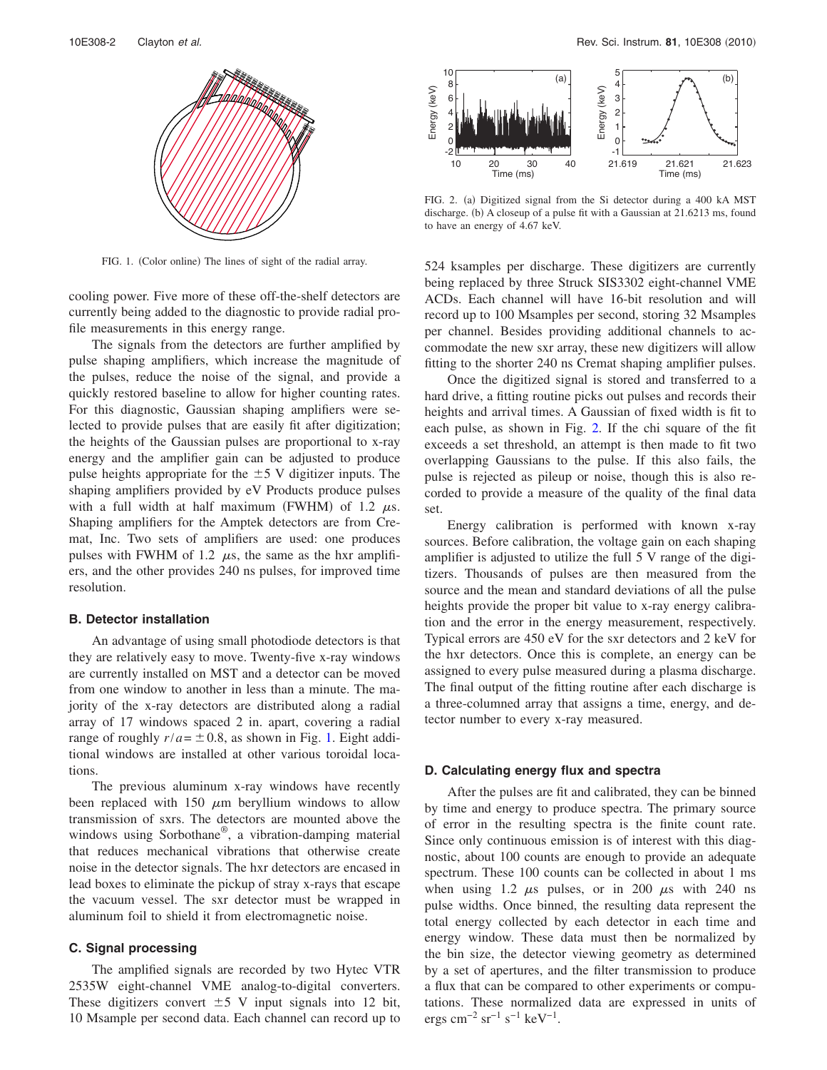FIG. 1. (Color online) The lines of sight of the radial array.

cooling power. Five more of these off-the-shelf detectors are currently being added to the diagnostic to provide radial profile measurements in this energy range.

The signals from the detectors are further amplified by pulse shaping amplifiers, which increase the magnitude of the pulses, reduce the noise of the signal, and provide a quickly restored baseline to allow for higher counting rates. For this diagnostic, Gaussian shaping amplifiers were selected to provide pulses that are easily fit after digitization; the heights of the Gaussian pulses are proportional to x-ray energy and the amplifier gain can be adjusted to produce pulse heights appropriate for the $\pm 5$ V digitizer inputs. The shaping amplifiers provided by eV Products produce pulses with a full width at half maximum (FWHM) of 1.2 $\mu$s. Shaping amplifiers for the Amptek detectors are from Cremat, Inc. Two sets of amplifiers are used: one produces pulses with FWHM of 1.2 $\mu$s, the same as the hxr amplifiers, and the other provides 240 ns pulses, for improved time resolution.

### B. Detector installation

An advantage of using small photodiode detectors is that they are relatively easy to move. Twenty-five x-ray windows are currently installed on MST and a detector can be moved from one window to another in less than a minute. The majority of the x-ray detectors are distributed along a radial array of 17 windows spaced 2 in. apart, covering a radial range of roughly $r/a = \pm 0.8$, as shown in Fig. 1. Eight additional windows are installed at other various toroidal locations.

The previous aluminum x-ray windows have recently been replaced with 150 $\mu$m beryllium windows to allow transmission of sxrs. The detectors are mounted above the windows using Sorbothane®, a vibration-damping material that reduces mechanical vibrations that otherwise create noise in the detector signals. The hxr detectors are encased in lead boxes to eliminate the pickup of stray x-rays that escape the vacuum vessel. The sxr detector must be wrapped in aluminum foil to shield it from electromagnetic noise.

### C. Signal processing

The amplified signals are recorded by two Hytec VTR 2535W eight-channel VME analog-to-digital converters. These digitizers convert $\pm 5$ V input signals into 12 bit, 10 Msample per second data. Each channel can record up to 524 ksamples per discharge. These digitizers are currently being replaced by three Struck SIS3302 eight-channel VME ACDs. Each channel will have 16-bit resolution and will record up to 100 Msamples per second, storing 32 Msamples per channel. Besides providing additional channels to accommodate the new sxr array, these new digitizers will allow fitting to the shorter 240 ns Cremat shaping amplifier pulses.

FIG. 2. (a) Digitized signal from the Si detector during a 400 kA MST discharge. (b) A closeup of a pulse fit with a Gaussian at 21.6213 ms, found to have an energy of 4.67 keV.

Once the digitized signal is stored and transferred to a hard drive, a fitting routine picks out pulses and records their heights and arrival times. A Gaussian of fixed width is fit to each pulse, as shown in Fig. 2. If the chi square of the fit exceeds a set threshold, an attempt is then made to fit two overlapping Gaussians to the pulse. If this also fails, the pulse is rejected as pileup or noise, though this is also recorded to provide a measure of the quality of the final data set.

Energy calibration is performed with known x-ray sources. Before calibration, the voltage gain on each shaping amplifier is adjusted to utilize the full 5 V range of the digitizers. Thousands of pulses are then measured from the source and the mean and standard deviations of all the pulse heights provide the proper bit value to x-ray energy calibration and the error in the energy measurement, respectively. Typical errors are 450 eV for the sxr detectors and 2 keV for the hxr detectors. Once this is complete, an energy can be assigned to every pulse measured during a plasma discharge. The final output of the fitting routine after each discharge is a three-columned array that assigns a time, energy, and detector number to every x-ray measured.

### D. Calculating energy flux and spectra

After the pulses are fit and calibrated, they can be binned by time and energy to produce spectra. The primary source of error in the resulting spectra is the finite count rate. Since only continuous emission is of interest with this diagnostic, about 100 counts are enough to provide an adequate spectrum. These 100 counts can be collected in about 1 ms when using 1.2 $\mu$s pulses, or in 200 $\mu$s with 240 ns pulse widths. Once binned, the resulting data represent the total energy collected by each detector in each time and energy window. These data must then be normalized by the bin size, the detector viewing geometry as determined by a set of apertures, and the filter transmission to produce a flux that can be compared to other experiments or computations. These normalized data are expressed in units of ergs $\mathrm{cm}^{-2}\,\mathrm{sr}^{-1}\,\mathrm{s}^{-1}\,\mathrm{keV}^{-1}$.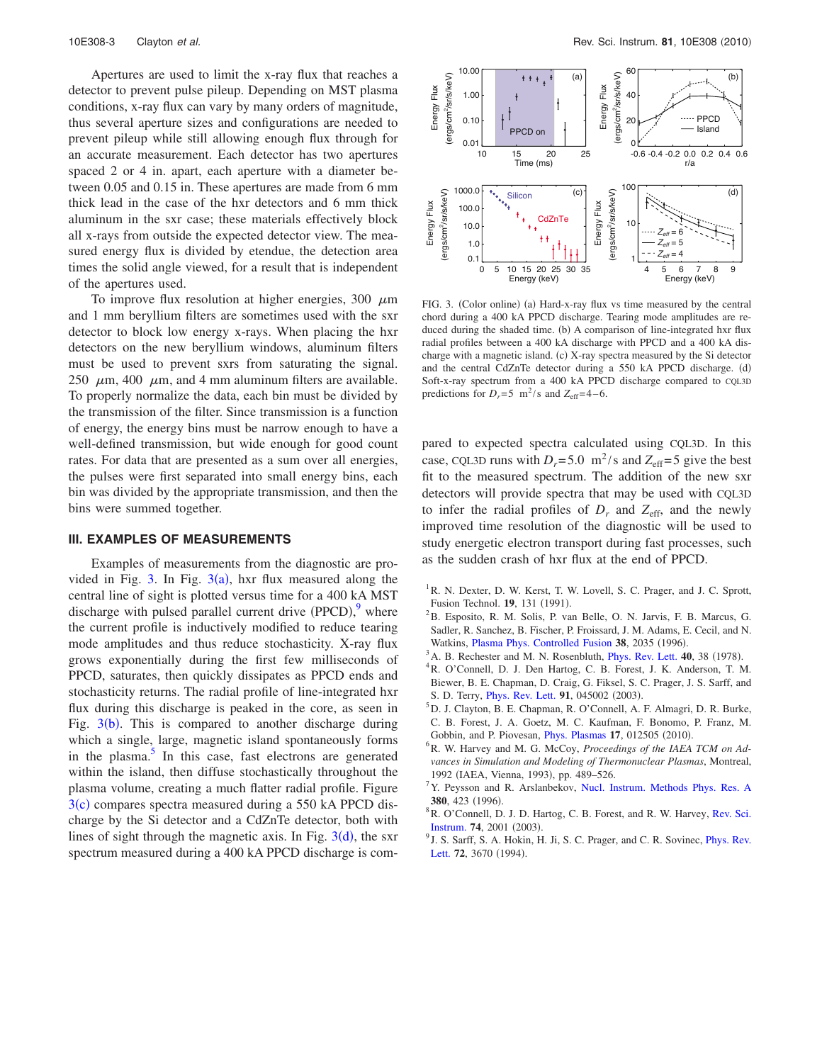Apertures are used to limit the x-ray flux that reaches a detector to prevent pulse pileup. Depending on MST plasma conditions, x-ray flux can vary by many orders of magnitude, thus several aperture sizes and configurations are needed to prevent pileup while still allowing enough flux through for an accurate measurement. Each detector has two apertures spaced 2 or 4 in. apart, each aperture with a diameter between 0.05 and 0.15 in. These apertures are made from 6 mm thick lead in the case of the hxr detectors and 6 mm thick aluminum in the sxr case; these materials effectively block all x-rays from outside the expected detector view. The measured energy flux is divided by etendue, the detection area times the solid angle viewed, for a result that is independent of the apertures used.

To improve flux resolution at higher energies, 300 $\mu$m and 1 mm beryllium filters are sometimes used with the sxr detector to block low energy x-rays. When placing the hxr detectors on the new beryllium windows, aluminum filters must be used to prevent sxrs from saturating the signal. 250 $\mu$m, 400 $\mu$m, and 4 mm aluminum filters are available. To properly normalize the data, each bin must be divided by the transmission of the filter. Since transmission is a function of energy, the energy bins must be narrow enough to have a well-defined transmission, but wide enough for good count rates. For data that are presented as a sum over all energies, the pulses were first separated into small energy bins, each bin was divided by the appropriate transmission, and then the bins were summed together.

## III. EXAMPLES OF MEASUREMENTS

Examples of measurements from the diagnostic are provided in Fig. 3. In Fig. 3(a), hxr flux measured along the central line of sight is plotted versus time for a 400 kA MST discharge with pulsed parallel current drive (PPCD),[9] where the current profile is inductively modified to reduce tearing mode amplitudes and thus reduce stochasticity. X-ray flux grows exponentially during the first few milliseconds of PPCD, saturates, then quickly dissipates as PPCD ends and stochasticity returns. The radial profile of line-integrated hxr flux during this discharge is peaked in the core, as seen in Fig. 3(b). This is compared to another discharge during which a single, large, magnetic island spontaneously forms in the plasma.[5] In this case, fast electrons are generated within the island, then diffuse stochastically throughout the plasma volume, creating a much flatter radial profile. Figure 3(c) compares spectra measured during a 550 kA PPCD discharge by the Si detector and a CdZnTe detector, both with lines of sight through the magnetic axis. In Fig. 3(d), the sxr spectrum measured during a 400 kA PPCD discharge is compared to expected spectra calculated using CQL3D. In this case, CQL3D runs with $D_r$=5.0 m$^2$/s and $Z_{\rm eff}$=5 give the best fit to the measured spectrum. The addition of the new sxr detectors will provide spectra that may be used with CQL3D to infer the radial profiles of $D_r$ and $Z_{\rm eff}$, and the newly improved time resolution of the diagnostic will be used to study energetic electron transport during fast processes, such as the sudden crash of hxr flux at the end of PPCD.

(a)
Energy Flux (ergs/cm²/sr/s/keV)
10.00
1.00
0.10
0.01
PPCD on
10 15 20 25
Time (ms)

(b)
Energy Flux (ergs/cm²/sr/s/keV)
60
40
20
0
PPCD
Island
-0.6 -0.4 -0.2 0.0 0.2 0.4 0.6
r/a

(c)
Energy Flux (ergs/cm²/sr/s/keV)
1000.0
100.0
10.0
1.0
0.1
Silicon
CdZnTe
0 5 10 15 20 25 30 35
Energy (keV)

(d)
Energy Flux (ergs/cm²/sr/s/keV)
100
10
1
$Z_{eff}$ = 6
$Z_{eff}$ = 5
$Z_{eff}$ = 4
4 5 6 7 8 9
Energy (keV)

FIG. 3. (Color online) (a) Hard-x-ray flux vs time measured by the central chord during a 400 kA PPCD discharge. Tearing mode amplitudes are reduced during the shaded time. (b) A comparison of line-integrated hxr flux radial profiles between a 400 kA discharge with PPCD and a 400 kA discharge with a magnetic island. (c) X-ray spectra measured by the Si detector and the central CdZnTe detector during a 550 kA PPCD discharge. (d) Soft-x-ray spectrum from a 400 kA PPCD discharge compared to CQL3D predictions for $D_r$=5 m$^2$/s and $Z_{\rm eff}$=4–6.

[1] R. N. Dexter, D. W. Kerst, T. W. Lovell, S. C. Prager, and J. C. Sprott, Fusion Technol. **19**, 131 (1991).

[2] B. Esposito, R. M. Solis, P. van Belle, O. N. Jarvis, F. B. Marcus, G. Sadler, R. Sanchez, B. Fischer, P. Froissard, J. M. Adams, E. Cecil, and N. Watkins, Plasma Phys. Controlled Fusion **38**, 2035 (1996).

[3] A. B. Rechester and M. N. Rosenbluth, Phys. Rev. Lett. **40**, 38 (1978).

[4] R. O'Connell, D. J. Den Hartog, C. B. Forest, J. K. Anderson, T. M. Biewer, B. E. Chapman, D. Craig, G. Fiksel, S. C. Prager, J. S. Sarff, and S. D. Terry, Phys. Rev. Lett. **91**, 045002 (2003).

[5] D. J. Clayton, B. E. Chapman, R. O'Connell, A. F. Almagri, D. R. Burke, C. B. Forest, J. A. Goetz, M. C. Kaufman, F. Bonomo, P. Franz, M. Gobbin, and P. Piovesan, Phys. Plasmas **17**, 012505 (2010).

[6] R. W. Harvey and M. G. McCoy, *Proceedings of the IAEA TCM on Advances in Simulation and Modeling of Thermonuclear Plasmas*, Montreal, 1992 (IAEA, Vienna, 1993), pp. 489–526.

[7] Y. Peysson and R. Arslanbekov, Nucl. Instrum. Methods Phys. Res. A **380**, 423 (1996).

[8] R. O'Connell, D. J. D. Hartog, C. B. Forest, and R. W. Harvey, Rev. Sci. Instrum. **74**, 2001 (2003).

[9] J. S. Sarff, S. A. Hokin, H. Ji, S. C. Prager, and C. R. Sovinec, Phys. Rev. Lett. **72**, 3670 (1994).